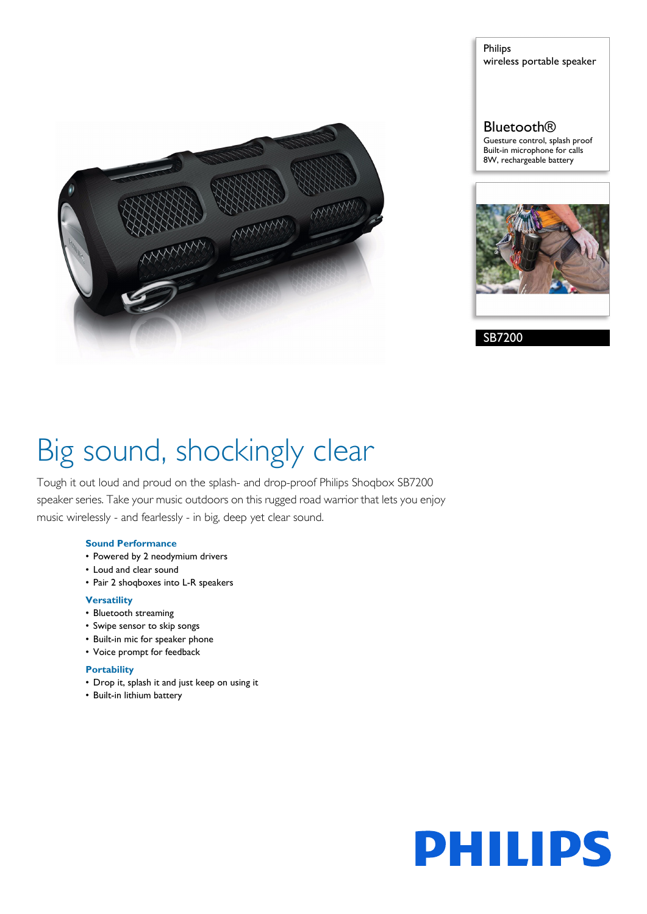Philips
wireless portable speaker

Bluetooth®
Guesture control, splash proof
Built-in microphone for calls
8W, rechargeable battery

SB7200

# Big sound, shockingly clear

Tough it out loud and proud on the splash- and drop-proof Philips Shoqbox SB7200 speaker series. Take your music outdoors on this rugged road warrior that lets you enjoy music wirelessly - and fearlessly - in big, deep yet clear sound.

### Sound Performance

- Powered by 2 neodymium drivers
- Loud and clear sound
- Pair 2 shoqboxes into L-R speakers

### Versatility

- Bluetooth streaming
- Swipe sensor to skip songs
- Built-in mic for speaker phone
- Voice prompt for feedback

### Portability

- Drop it, splash it and just keep on using it
- Built-in lithium battery

PHILIPS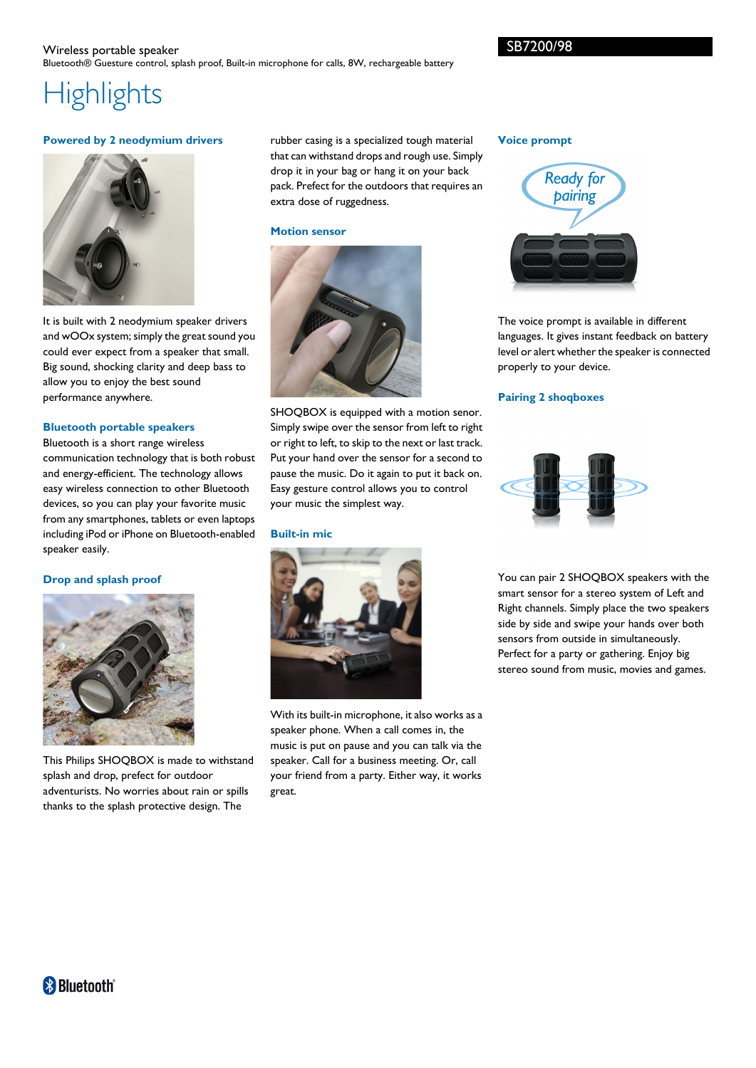Wireless portable speaker

Bluetooth® Guesture control, splash proof, Built-in microphone for calls, 8W, rechargeable battery

SB7200/98

# Highlights

### Powered by 2 neodymium drivers

It is built with 2 neodymium speaker drivers and wOOx system; simply the great sound you could ever expect from a speaker that small. Big sound, shocking clarity and deep bass to allow you to enjoy the best sound performance anywhere.

### Bluetooth portable speakers

Bluetooth is a short range wireless communication technology that is both robust and energy-efficient. The technology allows easy wireless connection to other Bluetooth devices, so you can play your favorite music from any smartphones, tablets or even laptops including iPod or iPhone on Bluetooth-enabled speaker easily.

### Drop and splash proof

This Philips SHOQBOX is made to withstand splash and drop, prefect for outdoor adventurists. No worries about rain or spills thanks to the splash protective design. The rubber casing is a specialized tough material that can withstand drops and rough use. Simply drop it in your bag or hang it on your back pack. Prefect for the outdoors that requires an extra dose of ruggedness.

### Motion sensor

SHOQBOX is equipped with a motion senor. Simply swipe over the sensor from left to right or right to left, to skip to the next or last track. Put your hand over the sensor for a second to pause the music. Do it again to put it back on. Easy gesture control allows you to control your music the simplest way.

### Built-in mic

With its built-in microphone, it also works as a speaker phone. When a call comes in, the music is put on pause and you can talk via the speaker. Call for a business meeting. Or, call your friend from a party. Either way, it works great.

### Voice prompt

The voice prompt is available in different languages. It gives instant feedback on battery level or alert whether the speaker is connected properly to your device.

### Pairing 2 shoqboxes

You can pair 2 SHOQBOX speakers with the smart sensor for a stereo system of Left and Right channels. Simply place the two speakers side by side and swipe your hands over both sensors from outside in simultaneously. Perfect for a party or gathering. Enjoy big stereo sound from music, movies and games.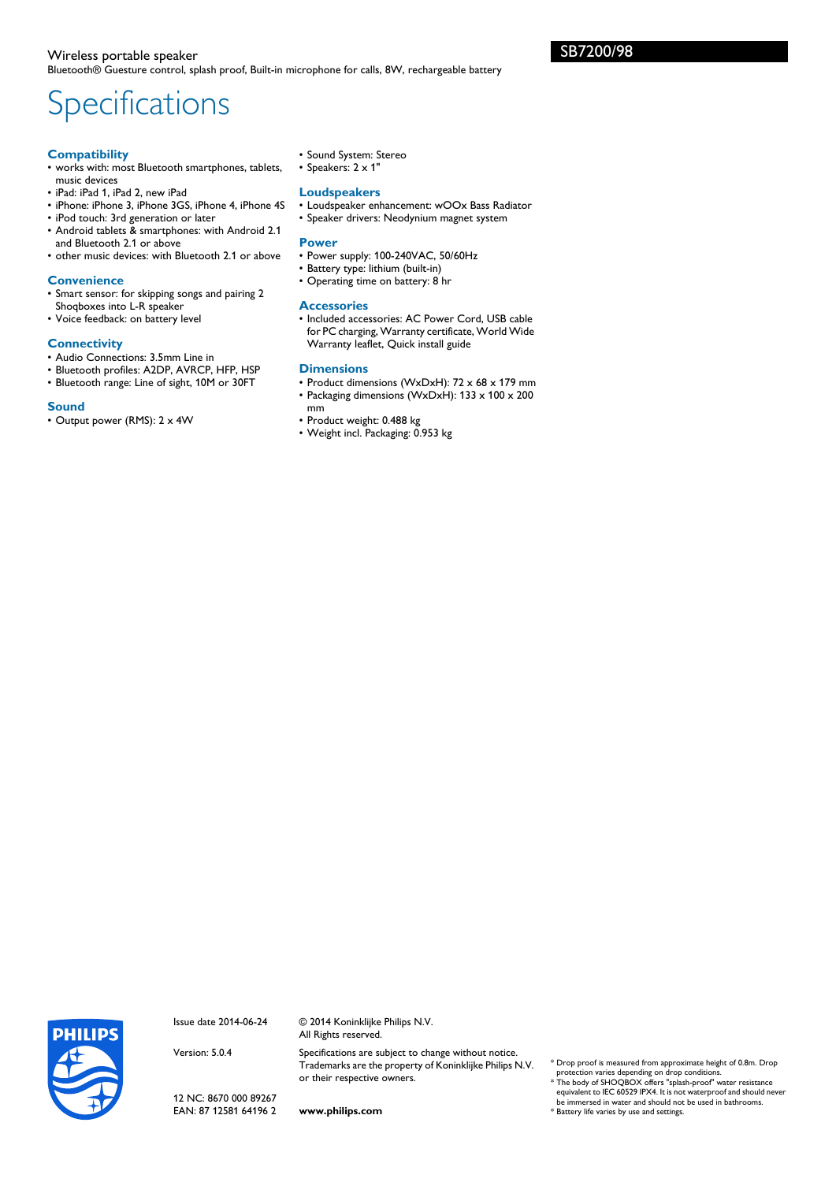Wireless portable speaker

Bluetooth® Guesture control, splash proof, Built-in microphone for calls, 8W, rechargeable battery

SB7200/98

# Specifications

### Compatibility

- works with: most Bluetooth smartphones, tablets, music devices
- iPad: iPad 1, iPad 2, new iPad
- iPhone: iPhone 3, iPhone 3GS, iPhone 4, iPhone 4S
- iPod touch: 3rd generation or later
- Android tablets & smartphones: with Android 2.1 and Bluetooth 2.1 or above
- other music devices: with Bluetooth 2.1 or above

### Convenience

- Smart sensor: for skipping songs and pairing 2 Shoqboxes into L-R speaker
- Voice feedback: on battery level

### Connectivity

- Audio Connections: 3.5mm Line in
- Bluetooth profiles: A2DP, AVRCP, HFP, HSP
- Bluetooth range: Line of sight, 10M or 30FT

### Sound

- Output power (RMS): 2 x 4W
- Sound System: Stereo
- Speakers: 2 x 1"

### Loudspeakers

- Loudspeaker enhancement: wOOx Bass Radiator
- Speaker drivers: Neodymium magnet system

### Power

- Power supply: 100-240VAC, 50/60Hz
- Battery type: lithium (built-in)
- Operating time on battery: 8 hr

### Accessories

- Included accessories: AC Power Cord, USB cable for PC charging, Warranty certificate, World Wide Warranty leaflet, Quick install guide

### Dimensions

- Product dimensions (WxDxH): 72 x 68 x 179 mm
- Packaging dimensions (WxDxH): 133 x 100 x 200 mm
- Product weight: 0.488 kg
- Weight incl. Packaging: 0.953 kg

Issue date 2014-06-24

Version: 5.0.4

12 NC: 8670 000 89267

EAN: 87 12581 64196 2

© 2014 Koninklijke Philips N.V.
All Rights reserved.

Specifications are subject to change without notice. Trademarks are the property of Koninklijke Philips N.V. or their respective owners.

**www.philips.com**

* Drop proof is measured from approximate height of 0.8m. Drop protection varies depending on drop conditions.
* The body of SHOQBOX offers "splash-proof" water resistance equivalent to IEC 60529 IPX4. It is not waterproof and should never be immersed in water and should not be used in bathrooms.
* Battery life varies by use and settings.